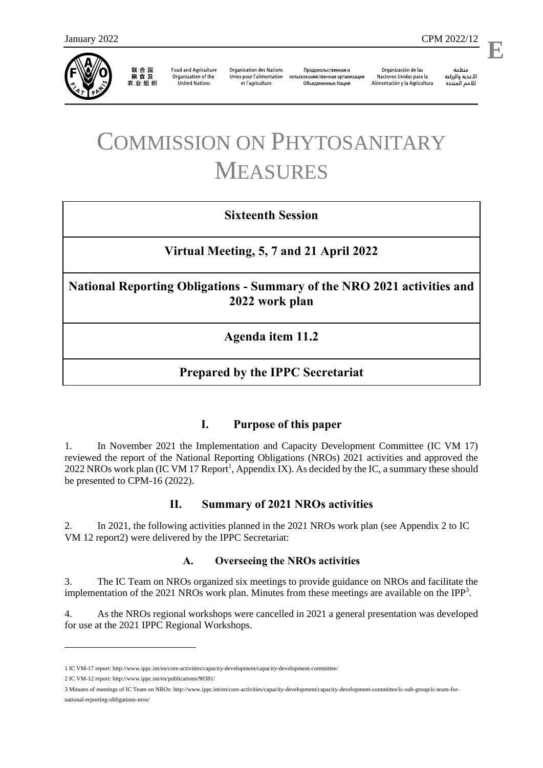January 2022 CPM 2022/12

**E**

联合国粮食及农业组织 | Food and Agriculture Organization of the United Nations | Organisation des Nations Unies pour l'alimentation et l'agriculture | Продовольственная и сельскохозяйственная организация Объединенных Наций | Organización de las Naciones Unidas para la Alimentación y la Agricultura | منظمة الأغذية والزراعة للأمم المتحدة

# COMMISSION ON PHYTOSANITARY MEASURES

**Sixteenth Session**

**Virtual Meeting, 5, 7 and 21 April 2022**

**National Reporting Obligations - Summary of the NRO 2021 activities and 2022 work plan**

**Agenda item 11.2**

**Prepared by the IPPC Secretariat**

## I. Purpose of this paper

1. In November 2021 the Implementation and Capacity Development Committee (IC VM 17) reviewed the report of the National Reporting Obligations (NROs) 2021 activities and approved the 2022 NROs work plan (IC VM 17 Report[1], Appendix IX). As decided by the IC, a summary these should be presented to CPM-16 (2022).

## II. Summary of 2021 NROs activities

2. In 2021, the following activities planned in the 2021 NROs work plan (see Appendix 2 to IC VM 12 report2) were delivered by the IPPC Secretariat:

### A. Overseeing the NROs activities

3. The IC Team on NROs organized six meetings to provide guidance on NROs and facilitate the implementation of the 2021 NROs work plan. Minutes from these meetings are available on the IPP[3].

4. As the NROs regional workshops were cancelled in 2021 a general presentation was developed for use at the 2021 IPPC Regional Workshops.

---

1 IC VM-17 report: http://www.ippc.int/en/core-activities/capacity-development/capacity-development-committee/

2 IC VM-12 report: http://www.ippc.int/en/publications/90381/

3 Minutes of meetings of IC Team on NROs: http://www.ippc.int/en/core-activities/capacity-development/capacity-development-committee/ic-sub-group/ic-team-for-national-reporting-obligations-nros/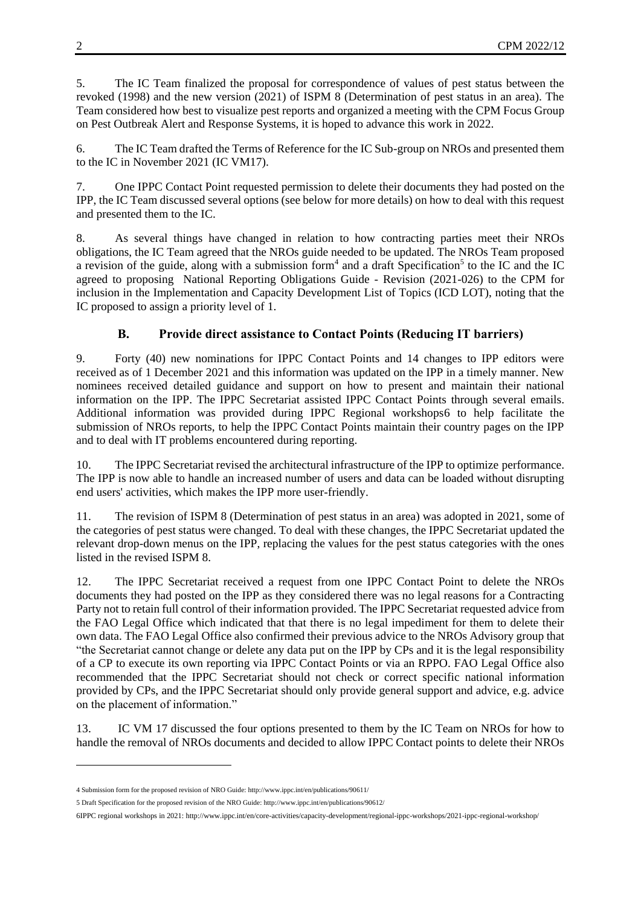5. The IC Team finalized the proposal for correspondence of values of pest status between the revoked (1998) and the new version (2021) of ISPM 8 (Determination of pest status in an area). The Team considered how best to visualize pest reports and organized a meeting with the CPM Focus Group on Pest Outbreak Alert and Response Systems, it is hoped to advance this work in 2022.

6. The IC Team drafted the Terms of Reference for the IC Sub-group on NROs and presented them to the IC in November 2021 (IC VM17).

7. One IPPC Contact Point requested permission to delete their documents they had posted on the IPP, the IC Team discussed several options (see below for more details) on how to deal with this request and presented them to the IC.

8. As several things have changed in relation to how contracting parties meet their NROs obligations, the IC Team agreed that the NROs guide needed to be updated. The NROs Team proposed a revision of the guide, along with a submission form[4] and a draft Specification[5] to the IC and the IC agreed to proposing National Reporting Obligations Guide - Revision (2021-026) to the CPM for inclusion in the Implementation and Capacity Development List of Topics (ICD LOT), noting that the IC proposed to assign a priority level of 1.

## B. Provide direct assistance to Contact Points (Reducing IT barriers)

9. Forty (40) new nominations for IPPC Contact Points and 14 changes to IPP editors were received as of 1 December 2021 and this information was updated on the IPP in a timely manner. New nominees received detailed guidance and support on how to present and maintain their national information on the IPP. The IPPC Secretariat assisted IPPC Contact Points through several emails. Additional information was provided during IPPC Regional workshops6 to help facilitate the submission of NROs reports, to help the IPPC Contact Points maintain their country pages on the IPP and to deal with IT problems encountered during reporting.

10. The IPPC Secretariat revised the architectural infrastructure of the IPP to optimize performance. The IPP is now able to handle an increased number of users and data can be loaded without disrupting end users' activities, which makes the IPP more user-friendly.

11. The revision of ISPM 8 (Determination of pest status in an area) was adopted in 2021, some of the categories of pest status were changed. To deal with these changes, the IPPC Secretariat updated the relevant drop-down menus on the IPP, replacing the values for the pest status categories with the ones listed in the revised ISPM 8.

12. The IPPC Secretariat received a request from one IPPC Contact Point to delete the NROs documents they had posted on the IPP as they considered there was no legal reasons for a Contracting Party not to retain full control of their information provided. The IPPC Secretariat requested advice from the FAO Legal Office which indicated that that there is no legal impediment for them to delete their own data. The FAO Legal Office also confirmed their previous advice to the NROs Advisory group that "the Secretariat cannot change or delete any data put on the IPP by CPs and it is the legal responsibility of a CP to execute its own reporting via IPPC Contact Points or via an RPPO. FAO Legal Office also recommended that the IPPC Secretariat should not check or correct specific national information provided by CPs, and the IPPC Secretariat should only provide general support and advice, e.g. advice on the placement of information."

13. IC VM 17 discussed the four options presented to them by the IC Team on NROs for how to handle the removal of NROs documents and decided to allow IPPC Contact points to delete their NROs

---

4 Submission form for the proposed revision of NRO Guide: http://www.ippc.int/en/publications/90611/

5 Draft Specification for the proposed revision of the NRO Guide: http://www.ippc.int/en/publications/90612/

6IPPC regional workshops in 2021: http://www.ippc.int/en/core-activities/capacity-development/regional-ippc-workshops/2021-ippc-regional-workshop/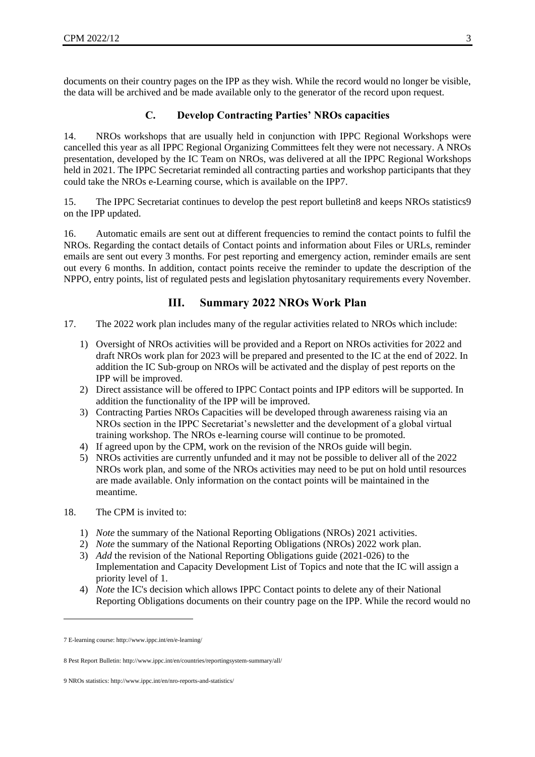documents on their country pages on the IPP as they wish. While the record would no longer be visible, the data will be archived and be made available only to the generator of the record upon request.

### C. Develop Contracting Parties' NROs capacities

14. NROs workshops that are usually held in conjunction with IPPC Regional Workshops were cancelled this year as all IPPC Regional Organizing Committees felt they were not necessary. A NROs presentation, developed by the IC Team on NROs, was delivered at all the IPPC Regional Workshops held in 2021. The IPPC Secretariat reminded all contracting parties and workshop participants that they could take the NROs e-Learning course, which is available on the IPP[7].

15. The IPPC Secretariat continues to develop the pest report bulletin[8] and keeps NROs statistics[9] on the IPP updated.

16. Automatic emails are sent out at different frequencies to remind the contact points to fulfil the NROs. Regarding the contact details of Contact points and information about Files or URLs, reminder emails are sent out every 3 months. For pest reporting and emergency action, reminder emails are sent out every 6 months. In addition, contact points receive the reminder to update the description of the NPPO, entry points, list of regulated pests and legislation phytosanitary requirements every November.

## III. Summary 2022 NROs Work Plan

17. The 2022 work plan includes many of the regular activities related to NROs which include:

1) Oversight of NROs activities will be provided and a Report on NROs activities for 2022 and draft NROs work plan for 2023 will be prepared and presented to the IC at the end of 2022. In addition the IC Sub-group on NROs will be activated and the display of pest reports on the IPP will be improved.
2) Direct assistance will be offered to IPPC Contact points and IPP editors will be supported. In addition the functionality of the IPP will be improved.
3) Contracting Parties NROs Capacities will be developed through awareness raising via an NROs section in the IPPC Secretariat's newsletter and the development of a global virtual training workshop. The NROs e-learning course will continue to be promoted.
4) If agreed upon by the CPM, work on the revision of the NROs guide will begin.
5) NROs activities are currently unfunded and it may not be possible to deliver all of the 2022 NROs work plan, and some of the NROs activities may need to be put on hold until resources are made available. Only information on the contact points will be maintained in the meantime.

18. The CPM is invited to:

1) *Note* the summary of the National Reporting Obligations (NROs) 2021 activities.
2) *Note* the summary of the National Reporting Obligations (NROs) 2022 work plan.
3) *Add* the revision of the National Reporting Obligations guide (2021-026) to the Implementation and Capacity Development List of Topics and note that the IC will assign a priority level of 1.
4) *Note* the IC's decision which allows IPPC Contact points to delete any of their National Reporting Obligations documents on their country page on the IPP. While the record would no

---

[7] E-learning course: http://www.ippc.int/en/e-learning/

[8] Pest Report Bulletin: http://www.ippc.int/en/countries/reportingsystem-summary/all/

[9] NROs statistics: http://www.ippc.int/en/nro-reports-and-statistics/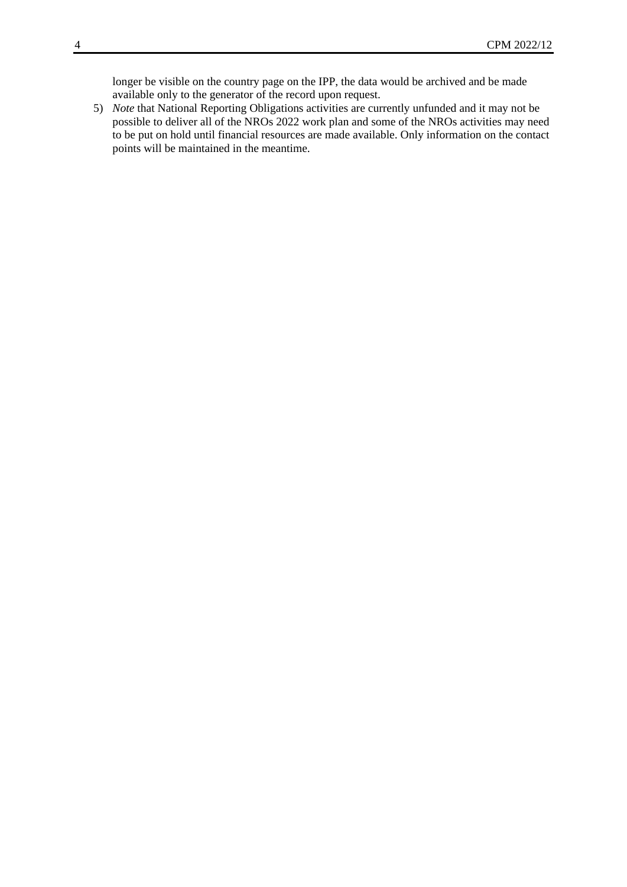longer be visible on the country page on the IPP, the data would be archived and be made available only to the generator of the record upon request.

5) *Note* that National Reporting Obligations activities are currently unfunded and it may not be possible to deliver all of the NROs 2022 work plan and some of the NROs activities may need to be put on hold until financial resources are made available. Only information on the contact points will be maintained in the meantime.